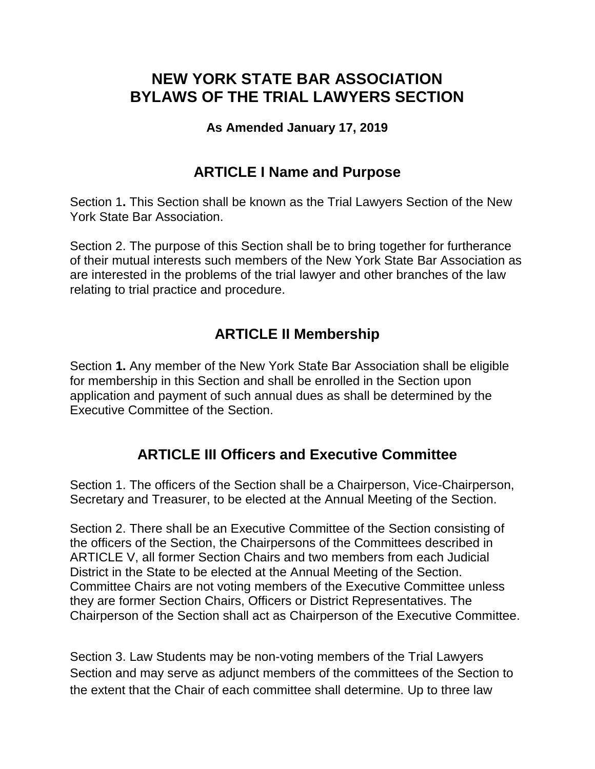# NEW YORK STATE BAR ASSOCIATION
# BYLAWS OF THE TRIAL LAWYERS SECTION

**As Amended January 17, 2019**

## ARTICLE I Name and Purpose

Section 1**.** This Section shall be known as the Trial Lawyers Section of the New York State Bar Association.

Section 2. The purpose of this Section shall be to bring together for furtherance of their mutual interests such members of the New York State Bar Association as are interested in the problems of the trial lawyer and other branches of the law relating to trial practice and procedure.

## ARTICLE II Membership

Section **1.** Any member of the New York State Bar Association shall be eligible for membership in this Section and shall be enrolled in the Section upon application and payment of such annual dues as shall be determined by the Executive Committee of the Section.

## ARTICLE III Officers and Executive Committee

Section 1. The officers of the Section shall be a Chairperson, Vice-Chairperson, Secretary and Treasurer, to be elected at the Annual Meeting of the Section.

Section 2. There shall be an Executive Committee of the Section consisting of the officers of the Section, the Chairpersons of the Committees described in ARTICLE V, all former Section Chairs and two members from each Judicial District in the State to be elected at the Annual Meeting of the Section. Committee Chairs are not voting members of the Executive Committee unless they are former Section Chairs, Officers or District Representatives. The Chairperson of the Section shall act as Chairperson of the Executive Committee.

Section 3. Law Students may be non-voting members of the Trial Lawyers Section and may serve as adjunct members of the committees of the Section to the extent that the Chair of each committee shall determine. Up to three law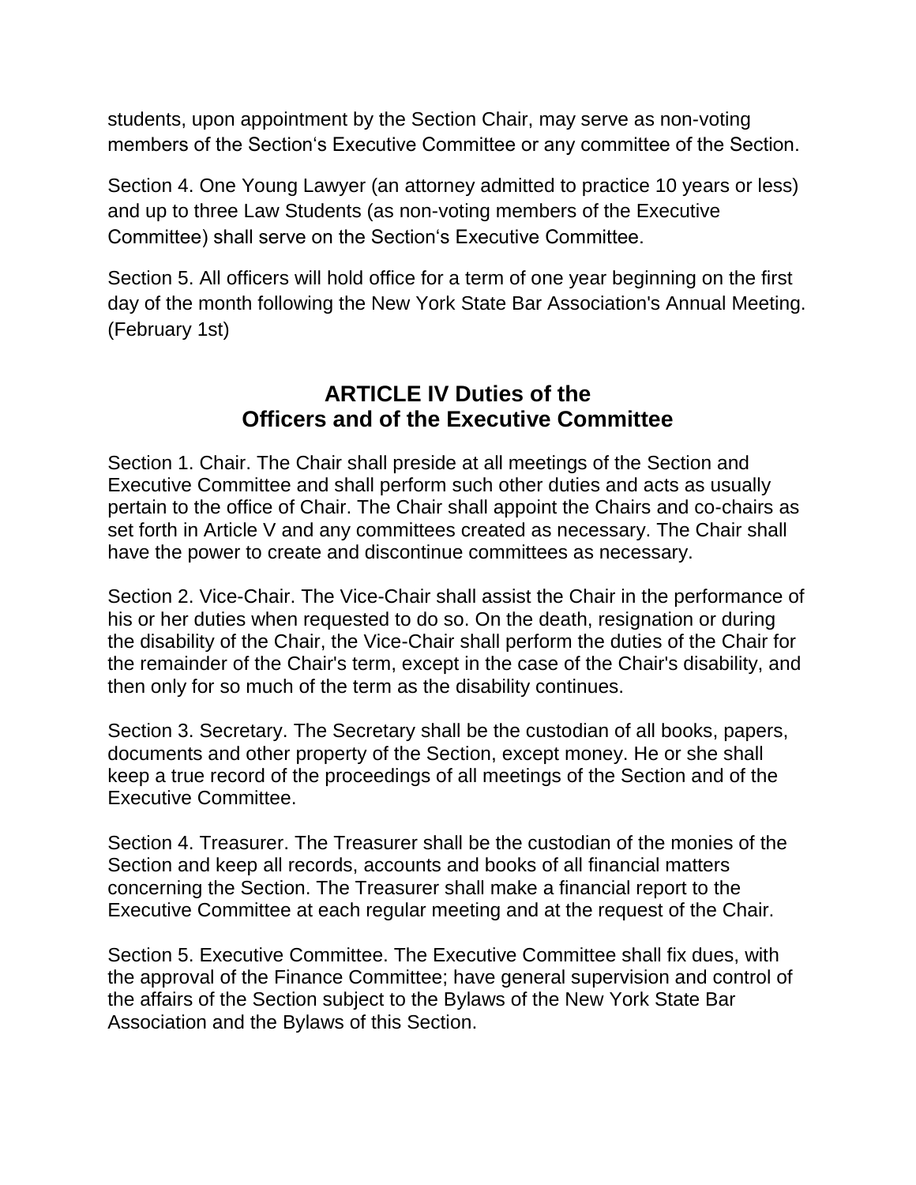students, upon appointment by the Section Chair, may serve as non-voting members of the Section's Executive Committee or any committee of the Section.

Section 4. One Young Lawyer (an attorney admitted to practice 10 years or less) and up to three Law Students (as non-voting members of the Executive Committee) shall serve on the Section's Executive Committee.

Section 5. All officers will hold office for a term of one year beginning on the first day of the month following the New York State Bar Association's Annual Meeting. (February 1st)

## ARTICLE IV Duties of the Officers and of the Executive Committee

Section 1. Chair. The Chair shall preside at all meetings of the Section and Executive Committee and shall perform such other duties and acts as usually pertain to the office of Chair. The Chair shall appoint the Chairs and co-chairs as set forth in Article V and any committees created as necessary. The Chair shall have the power to create and discontinue committees as necessary.

Section 2. Vice-Chair. The Vice-Chair shall assist the Chair in the performance of his or her duties when requested to do so. On the death, resignation or during the disability of the Chair, the Vice-Chair shall perform the duties of the Chair for the remainder of the Chair's term, except in the case of the Chair's disability, and then only for so much of the term as the disability continues.

Section 3. Secretary. The Secretary shall be the custodian of all books, papers, documents and other property of the Section, except money. He or she shall keep a true record of the proceedings of all meetings of the Section and of the Executive Committee.

Section 4. Treasurer. The Treasurer shall be the custodian of the monies of the Section and keep all records, accounts and books of all financial matters concerning the Section. The Treasurer shall make a financial report to the Executive Committee at each regular meeting and at the request of the Chair.

Section 5. Executive Committee. The Executive Committee shall fix dues, with the approval of the Finance Committee; have general supervision and control of the affairs of the Section subject to the Bylaws of the New York State Bar Association and the Bylaws of this Section.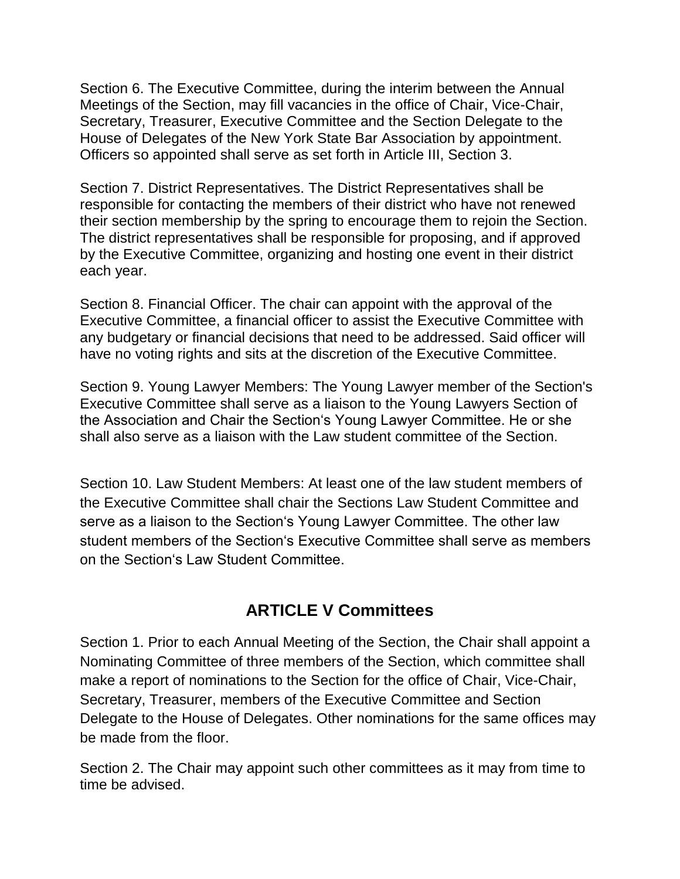Section 6. The Executive Committee, during the interim between the Annual Meetings of the Section, may fill vacancies in the office of Chair, Vice-Chair, Secretary, Treasurer, Executive Committee and the Section Delegate to the House of Delegates of the New York State Bar Association by appointment. Officers so appointed shall serve as set forth in Article III, Section 3.

Section 7. District Representatives. The District Representatives shall be responsible for contacting the members of their district who have not renewed their section membership by the spring to encourage them to rejoin the Section. The district representatives shall be responsible for proposing, and if approved by the Executive Committee, organizing and hosting one event in their district each year.

Section 8. Financial Officer. The chair can appoint with the approval of the Executive Committee, a financial officer to assist the Executive Committee with any budgetary or financial decisions that need to be addressed. Said officer will have no voting rights and sits at the discretion of the Executive Committee.

Section 9. Young Lawyer Members: The Young Lawyer member of the Section's Executive Committee shall serve as a liaison to the Young Lawyers Section of the Association and Chair the Section's Young Lawyer Committee. He or she shall also serve as a liaison with the Law student committee of the Section.

Section 10. Law Student Members: At least one of the law student members of the Executive Committee shall chair the Sections Law Student Committee and serve as a liaison to the Section's Young Lawyer Committee. The other law student members of the Section's Executive Committee shall serve as members on the Section's Law Student Committee.

## ARTICLE V Committees

Section 1. Prior to each Annual Meeting of the Section, the Chair shall appoint a Nominating Committee of three members of the Section, which committee shall make a report of nominations to the Section for the office of Chair, Vice-Chair, Secretary, Treasurer, members of the Executive Committee and Section Delegate to the House of Delegates. Other nominations for the same offices may be made from the floor.

Section 2. The Chair may appoint such other committees as it may from time to time be advised.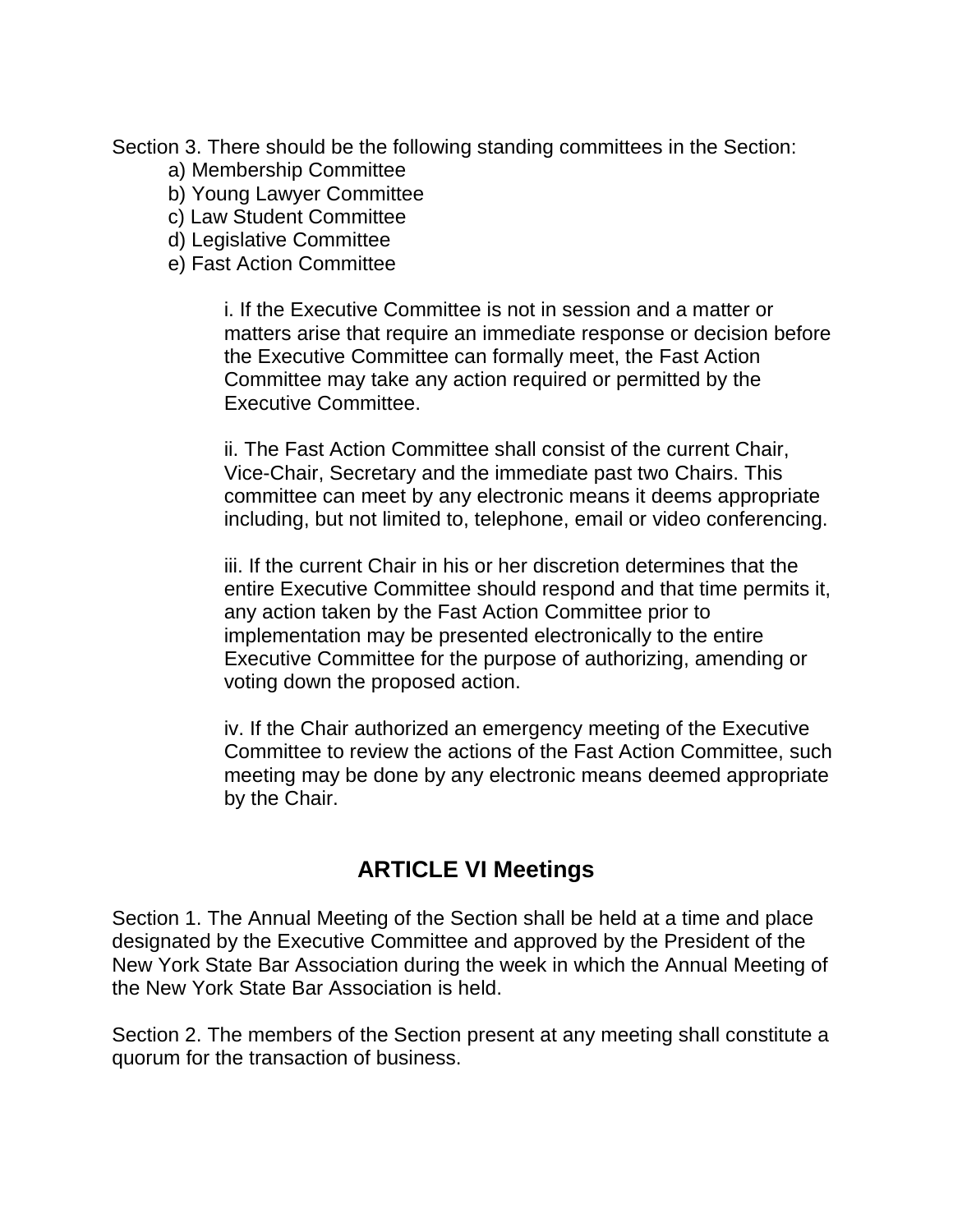Section 3. There should be the following standing committees in the Section:

a) Membership Committee
b) Young Lawyer Committee
c) Law Student Committee
d) Legislative Committee
e) Fast Action Committee

> i. If the Executive Committee is not in session and a matter or matters arise that require an immediate response or decision before the Executive Committee can formally meet, the Fast Action Committee may take any action required or permitted by the Executive Committee.
>
> ii. The Fast Action Committee shall consist of the current Chair, Vice-Chair, Secretary and the immediate past two Chairs. This committee can meet by any electronic means it deems appropriate including, but not limited to, telephone, email or video conferencing.
>
> iii. If the current Chair in his or her discretion determines that the entire Executive Committee should respond and that time permits it, any action taken by the Fast Action Committee prior to implementation may be presented electronically to the entire Executive Committee for the purpose of authorizing, amending or voting down the proposed action.
>
> iv. If the Chair authorized an emergency meeting of the Executive Committee to review the actions of the Fast Action Committee, such meeting may be done by any electronic means deemed appropriate by the Chair.

## ARTICLE VI Meetings

Section 1. The Annual Meeting of the Section shall be held at a time and place designated by the Executive Committee and approved by the President of the New York State Bar Association during the week in which the Annual Meeting of the New York State Bar Association is held.

Section 2. The members of the Section present at any meeting shall constitute a quorum for the transaction of business.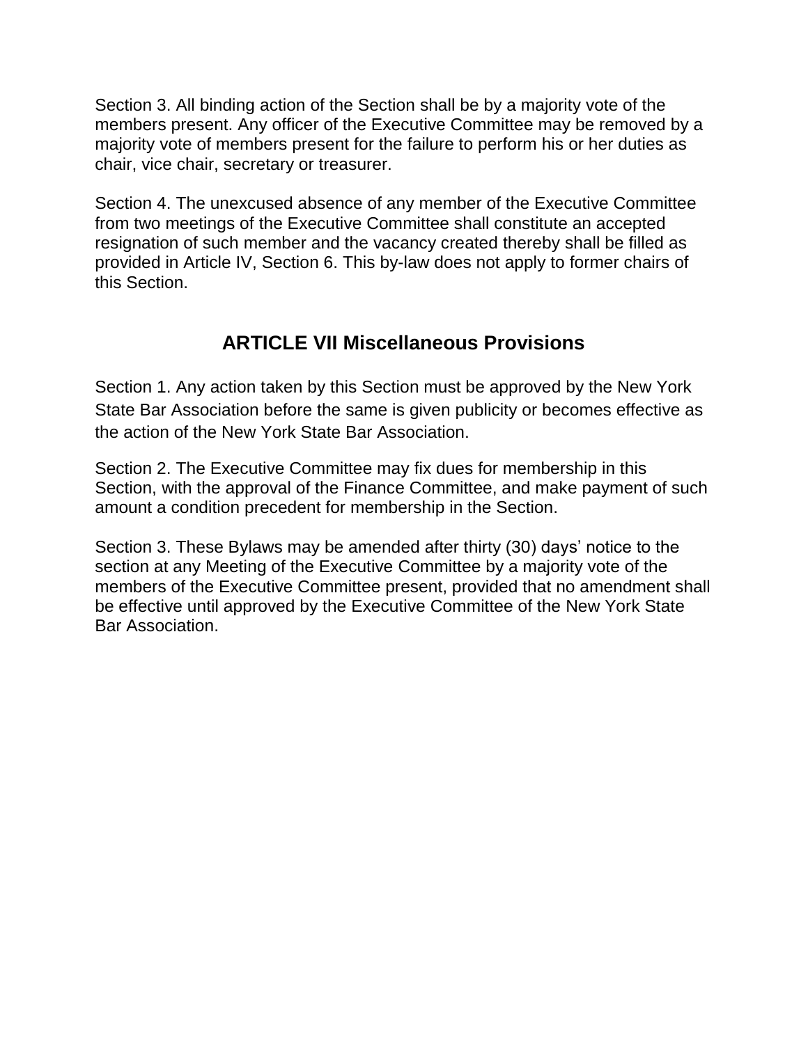Section 3. All binding action of the Section shall be by a majority vote of the members present. Any officer of the Executive Committee may be removed by a majority vote of members present for the failure to perform his or her duties as chair, vice chair, secretary or treasurer.

Section 4. The unexcused absence of any member of the Executive Committee from two meetings of the Executive Committee shall constitute an accepted resignation of such member and the vacancy created thereby shall be filled as provided in Article IV, Section 6. This by-law does not apply to former chairs of this Section.

## ARTICLE VII Miscellaneous Provisions

Section 1. Any action taken by this Section must be approved by the New York State Bar Association before the same is given publicity or becomes effective as the action of the New York State Bar Association.

Section 2. The Executive Committee may fix dues for membership in this Section, with the approval of the Finance Committee, and make payment of such amount a condition precedent for membership in the Section.

Section 3. These Bylaws may be amended after thirty (30) days' notice to the section at any Meeting of the Executive Committee by a majority vote of the members of the Executive Committee present, provided that no amendment shall be effective until approved by the Executive Committee of the New York State Bar Association.